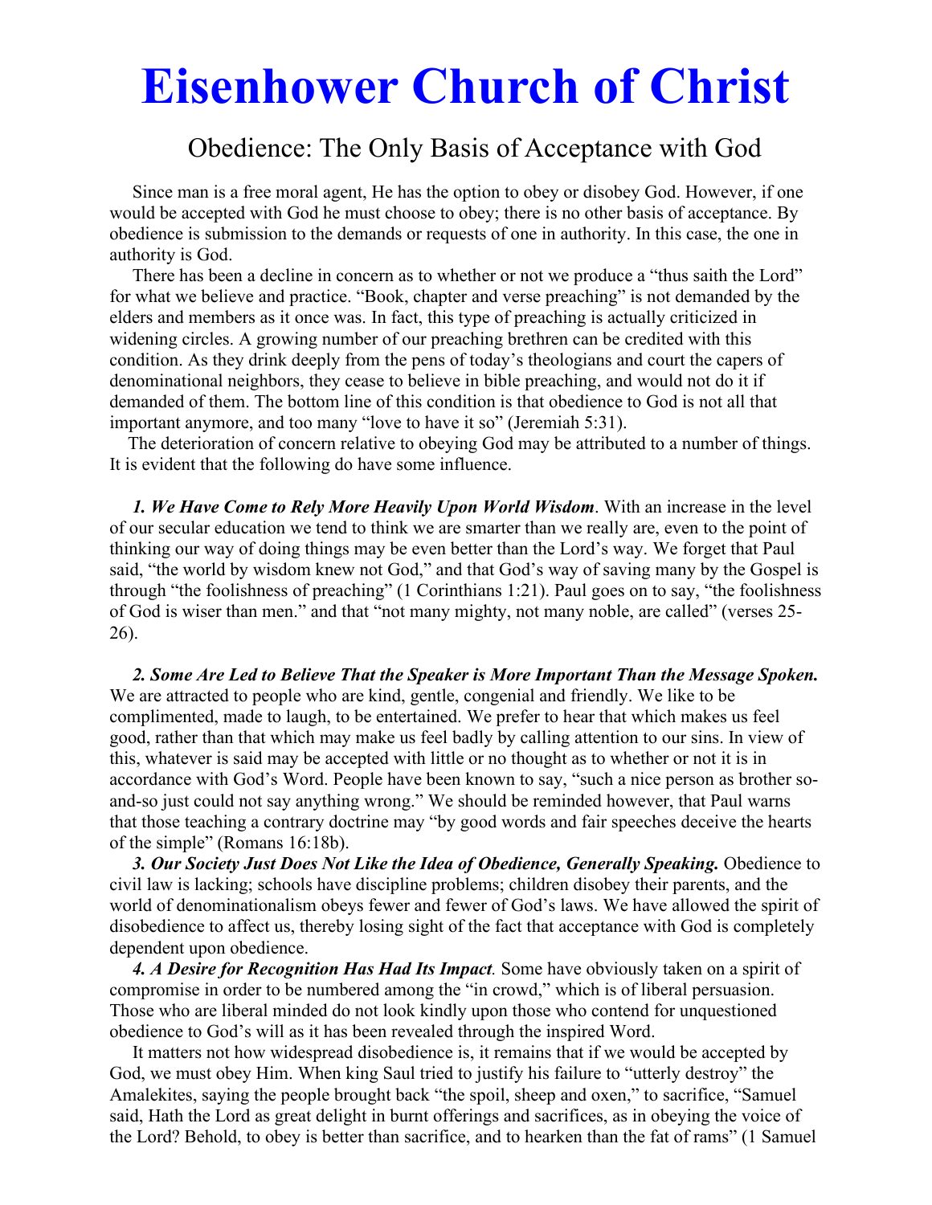// Eisenhower Church of Christ

## Obedience: The Only Basis of Acceptance with God

Since man is a free moral agent, He has the option to obey or disobey God. However, if one would be accepted with God he must choose to obey; there is no other basis of acceptance. By obedience is submission to the demands or requests of one in authority. In this case, the one in authority is God.

There has been a decline in concern as to whether or not we produce a "thus saith the Lord" for what we believe and practice. "Book, chapter and verse preaching" is not demanded by the elders and members as it once was. In fact, this type of preaching is actually criticized in widening circles. A growing number of our preaching brethren can be credited with this condition. As they drink deeply from the pens of today's theologians and court the capers of denominational neighbors, they cease to believe in bible preaching, and would not do it if demanded of them. The bottom line of this condition is that obedience to God is not all that important anymore, and too many "love to have it so" (Jeremiah 5:31).

The deterioration of concern relative to obeying God may be attributed to a number of things. It is evident that the following do have some influence.

***1. We Have Come to Rely More Heavily Upon World Wisdom***. With an increase in the level of our secular education we tend to think we are smarter than we really are, even to the point of thinking our way of doing things may be even better than the Lord's way. We forget that Paul said, "the world by wisdom knew not God," and that God's way of saving many by the Gospel is through "the foolishness of preaching" (1 Corinthians 1:21). Paul goes on to say, "the foolishness of God is wiser than men." and that "not many mighty, not many noble, are called" (verses 25-26).

***2. Some Are Led to Believe That the Speaker is More Important Than the Message Spoken.*** We are attracted to people who are kind, gentle, congenial and friendly. We like to be complimented, made to laugh, to be entertained. We prefer to hear that which makes us feel good, rather than that which may make us feel badly by calling attention to our sins. In view of this, whatever is said may be accepted with little or no thought as to whether or not it is in accordance with God's Word. People have been known to say, "such a nice person as brother so-and-so just could not say anything wrong." We should be reminded however, that Paul warns that those teaching a contrary doctrine may "by good words and fair speeches deceive the hearts of the simple" (Romans 16:18b).

***3. Our Society Just Does Not Like the Idea of Obedience, Generally Speaking.*** Obedience to civil law is lacking; schools have discipline problems; children disobey their parents, and the world of denominationalism obeys fewer and fewer of God's laws. We have allowed the spirit of disobedience to affect us, thereby losing sight of the fact that acceptance with God is completely dependent upon obedience.

***4. A Desire for Recognition Has Had Its Impact***. Some have obviously taken on a spirit of compromise in order to be numbered among the "in crowd," which is of liberal persuasion. Those who are liberal minded do not look kindly upon those who contend for unquestioned obedience to God's will as it has been revealed through the inspired Word.

It matters not how widespread disobedience is, it remains that if we would be accepted by God, we must obey Him. When king Saul tried to justify his failure to "utterly destroy" the Amalekites, saying the people brought back "the spoil, sheep and oxen," to sacrifice, "Samuel said, Hath the Lord as great delight in burnt offerings and sacrifices, as in obeying the voice of the Lord? Behold, to obey is better than sacrifice, and to hearken than the fat of rams" (1 Samuel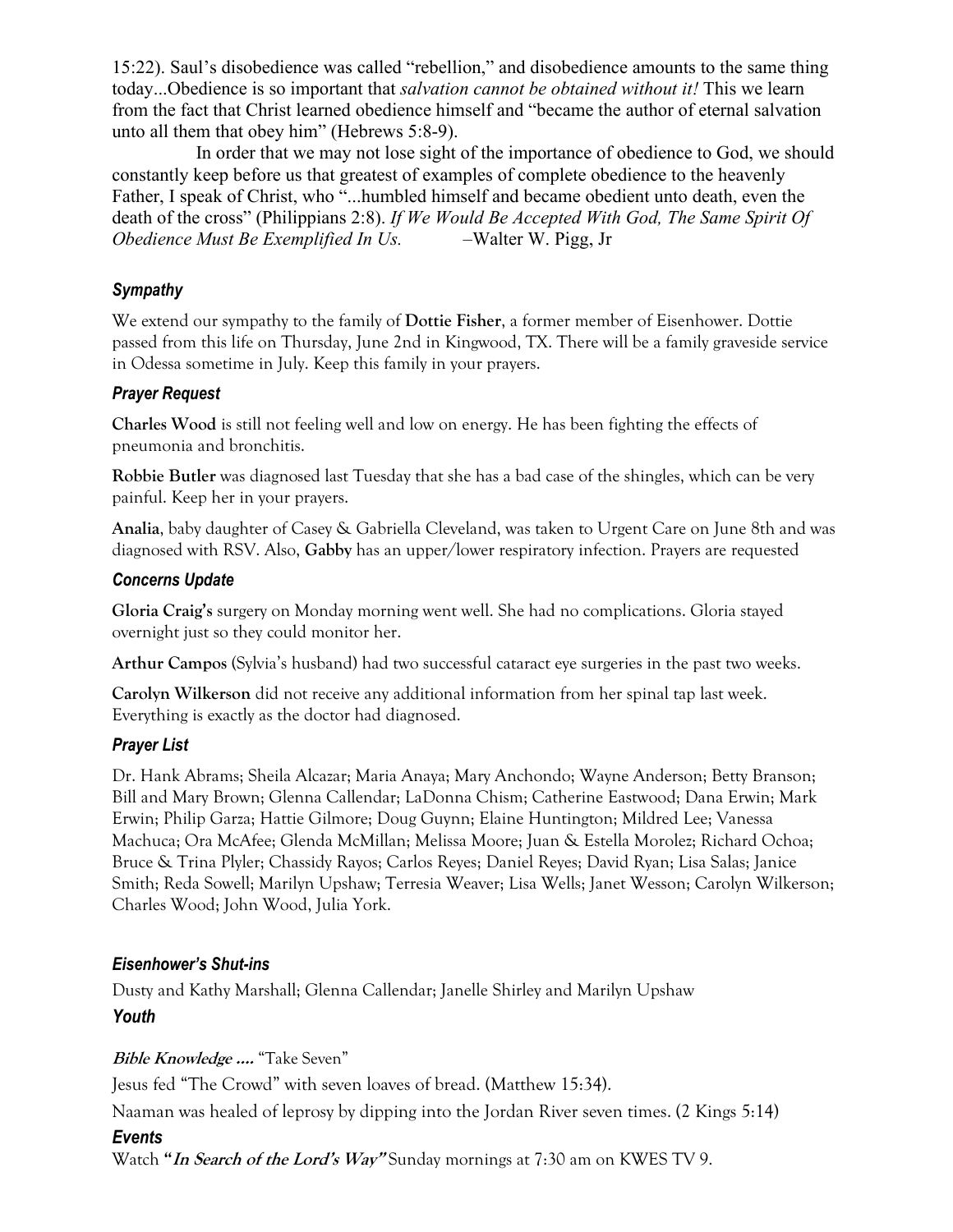15:22). Saul's disobedience was called "rebellion," and disobedience amounts to the same thing today...Obedience is so important that *salvation cannot be obtained without it!* This we learn from the fact that Christ learned obedience himself and "became the author of eternal salvation unto all them that obey him" (Hebrews 5:8-9).

In order that we may not lose sight of the importance of obedience to God, we should constantly keep before us that greatest of examples of complete obedience to the heavenly Father, I speak of Christ, who "...humbled himself and became obedient unto death, even the death of the cross" (Philippians 2:8). *If We Would Be Accepted With God, The Same Spirit Of Obedience Must Be Exemplified In Us.* –Walter W. Pigg, Jr

### *Sympathy*

We extend our sympathy to the family of **Dottie Fisher**, a former member of Eisenhower. Dottie passed from this life on Thursday, June 2nd in Kingwood, TX. There will be a family graveside service in Odessa sometime in July. Keep this family in your prayers.

### *Prayer Request*

**Charles Wood** is still not feeling well and low on energy. He has been fighting the effects of pneumonia and bronchitis.

**Robbie Butler** was diagnosed last Tuesday that she has a bad case of the shingles, which can be very painful. Keep her in your prayers.

**Analia**, baby daughter of Casey & Gabriella Cleveland, was taken to Urgent Care on June 8th and was diagnosed with RSV. Also, **Gabby** has an upper/lower respiratory infection. Prayers are requested

### *Concerns Update*

**Gloria Craig's** surgery on Monday morning went well. She had no complications. Gloria stayed overnight just so they could monitor her.

**Arthur Campos** (Sylvia's husband) had two successful cataract eye surgeries in the past two weeks.

**Carolyn Wilkerson** did not receive any additional information from her spinal tap last week. Everything is exactly as the doctor had diagnosed.

### *Prayer List*

Dr. Hank Abrams; Sheila Alcazar; Maria Anaya; Mary Anchondo; Wayne Anderson; Betty Branson; Bill and Mary Brown; Glenna Callendar; LaDonna Chism; Catherine Eastwood; Dana Erwin; Mark Erwin; Philip Garza; Hattie Gilmore; Doug Guynn; Elaine Huntington; Mildred Lee; Vanessa Machuca; Ora McAfee; Glenda McMillan; Melissa Moore; Juan & Estella Morolez; Richard Ochoa; Bruce & Trina Plyler; Chassidy Rayos; Carlos Reyes; Daniel Reyes; David Ryan; Lisa Salas; Janice Smith; Reda Sowell; Marilyn Upshaw; Terresia Weaver; Lisa Wells; Janet Wesson; Carolyn Wilkerson; Charles Wood; John Wood, Julia York.

### *Eisenhower's Shut-ins*

Dusty and Kathy Marshall; Glenna Callendar; Janelle Shirley and Marilyn Upshaw

### *Youth*

***Bible Knowledge ....*** "Take Seven"

Jesus fed "The Crowd" with seven loaves of bread. (Matthew 15:34).

Naaman was healed of leprosy by dipping into the Jordan River seven times. (2 Kings 5:14)

### *Events*

Watch **"*In Search of the Lord's Way*"** Sunday mornings at 7:30 am on KWES TV 9.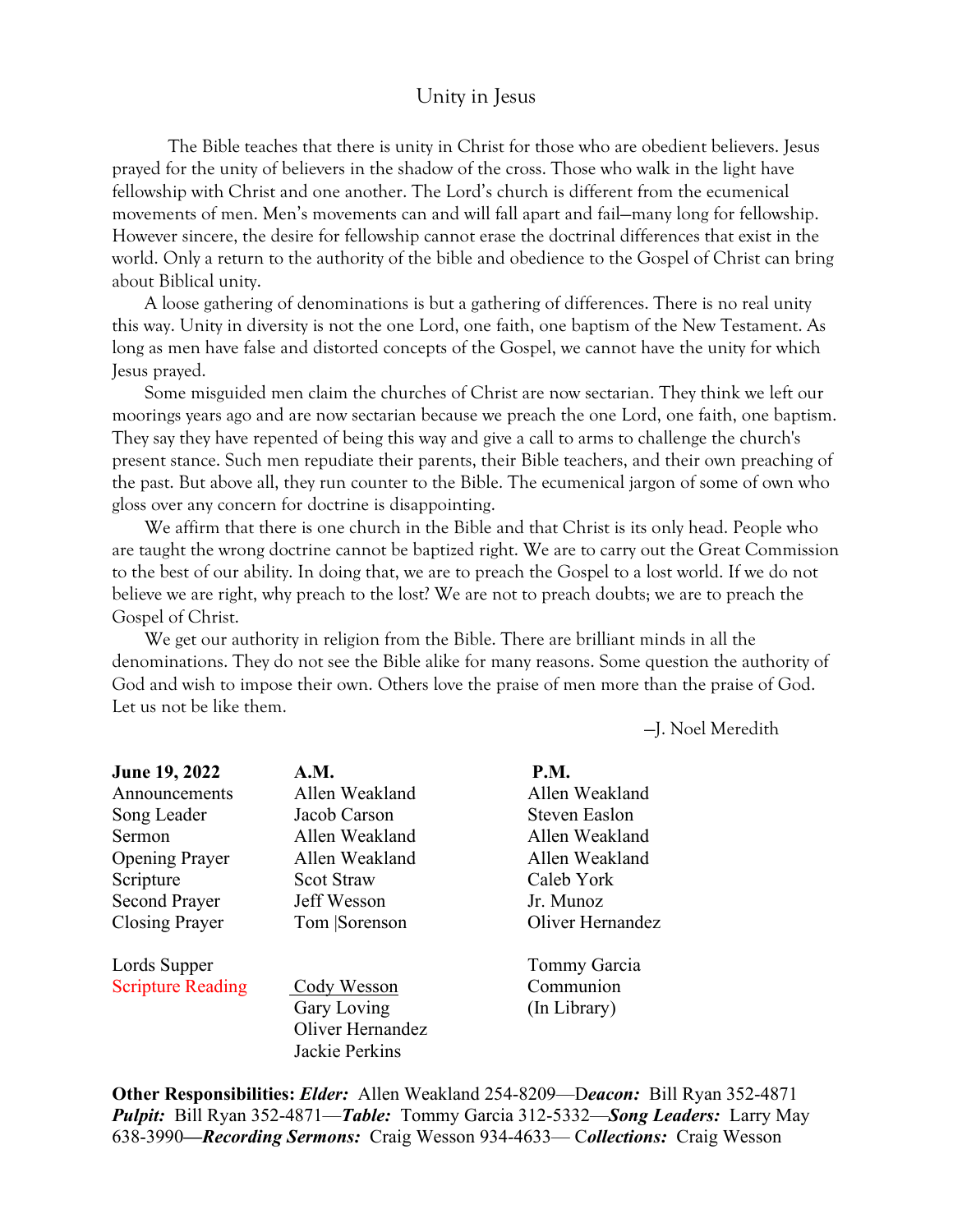## Unity in Jesus

The Bible teaches that there is unity in Christ for those who are obedient believers. Jesus prayed for the unity of believers in the shadow of the cross. Those who walk in the light have fellowship with Christ and one another. The Lord's church is different from the ecumenical movements of men. Men's movements can and will fall apart and fail—many long for fellowship. However sincere, the desire for fellowship cannot erase the doctrinal differences that exist in the world. Only a return to the authority of the bible and obedience to the Gospel of Christ can bring about Biblical unity.

A loose gathering of denominations is but a gathering of differences. There is no real unity this way. Unity in diversity is not the one Lord, one faith, one baptism of the New Testament. As long as men have false and distorted concepts of the Gospel, we cannot have the unity for which Jesus prayed.

Some misguided men claim the churches of Christ are now sectarian. They think we left our moorings years ago and are now sectarian because we preach the one Lord, one faith, one baptism. They say they have repented of being this way and give a call to arms to challenge the church's present stance. Such men repudiate their parents, their Bible teachers, and their own preaching of the past. But above all, they run counter to the Bible. The ecumenical jargon of some of own who gloss over any concern for doctrine is disappointing.

We affirm that there is one church in the Bible and that Christ is its only head. People who are taught the wrong doctrine cannot be baptized right. We are to carry out the Great Commission to the best of our ability. In doing that, we are to preach the Gospel to a lost world. If we do not believe we are right, why preach to the lost? We are not to preach doubts; we are to preach the Gospel of Christ.

We get our authority in religion from the Bible. There are brilliant minds in all the denominations. They do not see the Bible alike for many reasons. Some question the authority of God and wish to impose their own. Others love the praise of men more than the praise of God. Let us not be like them.

—J. Noel Meredith

| **June 19, 2022** | **A.M.** | **P.M.** |
|---|---|---|
| Announcements | Allen Weakland | Allen Weakland |
| Song Leader | Jacob Carson | Steven Easlon |
| Sermon | Allen Weakland | Allen Weakland |
| Opening Prayer | Allen Weakland | Allen Weakland |
| Scripture | Scot Straw | Caleb York |
| Second Prayer | Jeff Wesson | Jr. Munoz |
| Closing Prayer | Tom |Sorenson | Oliver Hernandez |
| | | |
| Lords Supper | | Tommy Garcia |
| Scripture Reading | Cody Wesson | Communion |
| | Gary Loving | (In Library) |
| | Oliver Hernandez | |
| | Jackie Perkins | |

**Other Responsibilities:** ***Elder:*** Allen Weakland 254-8209—D***eacon:*** Bill Ryan 352-4871 ***Pulpit:*** Bill Ryan 352-4871—***Table:*** Tommy Garcia 312-5332—***Song Leaders:*** Larry May 638-3990—***Recording Sermons:*** Craig Wesson 934-4633— C***ollections:*** Craig Wesson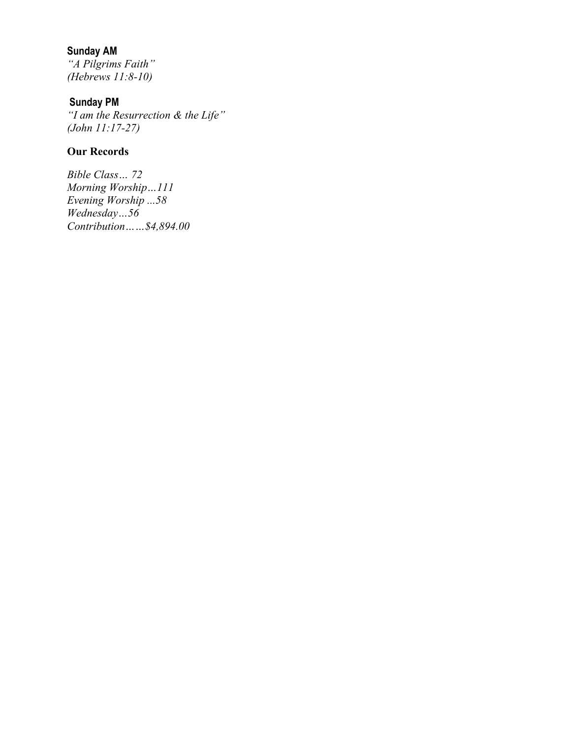**Sunday AM**

*"A Pilgrims Faith"*
*(Hebrews 11:8-10)*

**Sunday PM**

*"I am the Resurrection & the Life"*
*(John 11:17-27)*

**Our Records**

*Bible Class… 72*
*Morning Worship…111*
*Evening Worship ...58*
*Wednesday…56*
*Contribution……$4,894.00*